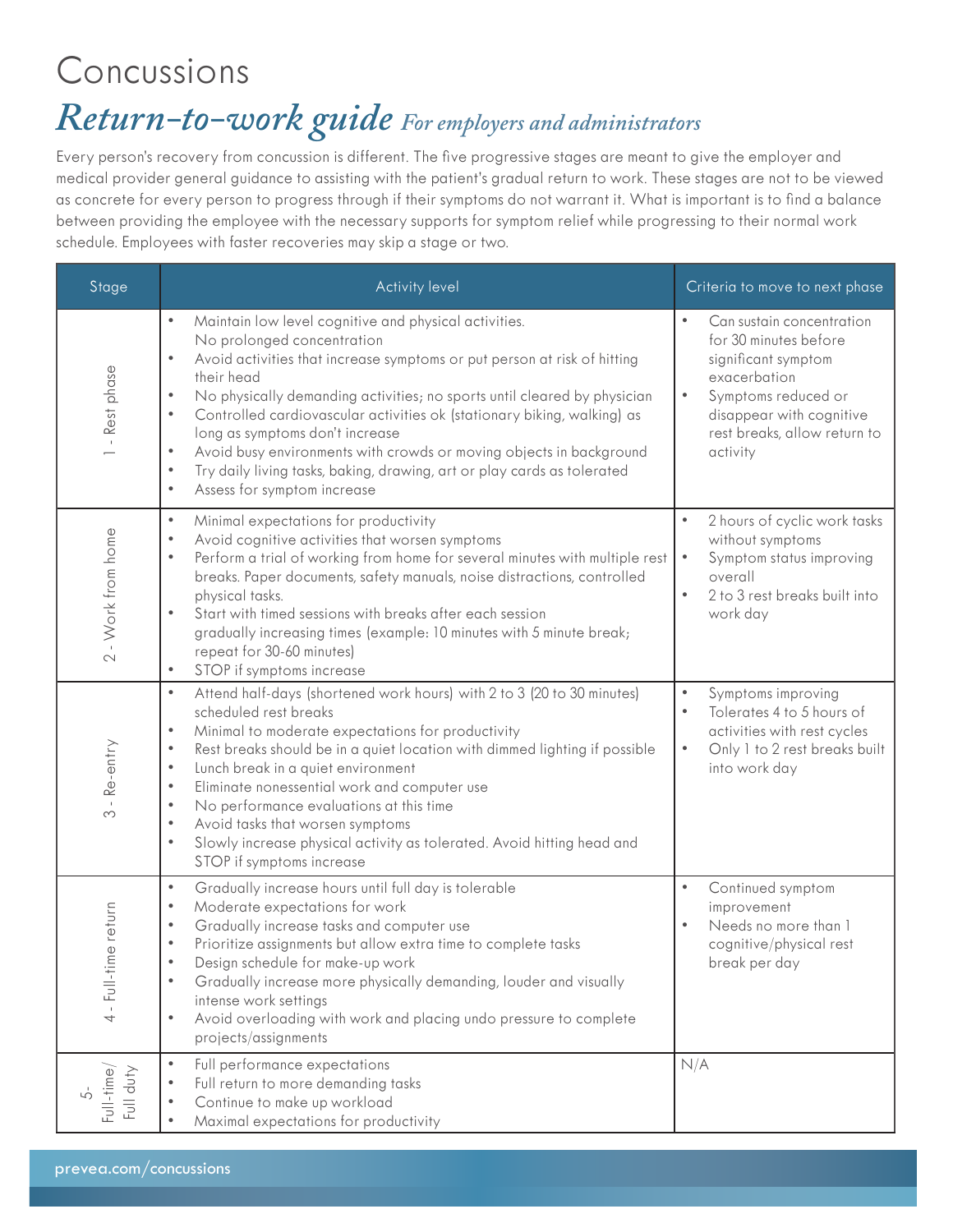# Concussions

## *Return-to-work guide* *For employers and administrators*

Every person's recovery from concussion is different. The five progressive stages are meant to give the employer and medical provider general guidance to assisting with the patient's gradual return to work. These stages are not to be viewed as concrete for every person to progress through if their symptoms do not warrant it. What is important is to find a balance between providing the employee with the necessary supports for symptom relief while progressing to their normal work schedule. Employees with faster recoveries may skip a stage or two.

| Stage | Activity level | Criteria to move to next phase |
|---|---|---|
| 1 - Rest phase | • Maintain low level cognitive and physical activities. No prolonged concentration<br>• Avoid activities that increase symptoms or put person at risk of hitting their head<br>• No physically demanding activities; no sports until cleared by physician<br>• Controlled cardiovascular activities ok (stationary biking, walking) as long as symptoms don't increase<br>• Avoid busy environments with crowds or moving objects in background<br>• Try daily living tasks, baking, drawing, art or play cards as tolerated<br>• Assess for symptom increase | • Can sustain concentration for 30 minutes before significant symptom exacerbation<br>• Symptoms reduced or disappear with cognitive rest breaks, allow return to activity |
| 2 - Work from home | • Minimal expectations for productivity<br>• Avoid cognitive activities that worsen symptoms<br>• Perform a trial of working from home for several minutes with multiple rest breaks. Paper documents, safety manuals, noise distractions, controlled physical tasks.<br>• Start with timed sessions with breaks after each session gradually increasing times (example: 10 minutes with 5 minute break; repeat for 30-60 minutes)<br>• STOP if symptoms increase | • 2 hours of cyclic work tasks without symptoms<br>• Symptom status improving overall<br>• 2 to 3 rest breaks built into work day |
| 3 - Re-entry | • Attend half-days (shortened work hours) with 2 to 3 (20 to 30 minutes) scheduled rest breaks<br>• Minimal to moderate expectations for productivity<br>• Rest breaks should be in a quiet location with dimmed lighting if possible<br>• Lunch break in a quiet environment<br>• Eliminate nonessential work and computer use<br>• No performance evaluations at this time<br>• Avoid tasks that worsen symptoms<br>• Slowly increase physical activity as tolerated. Avoid hitting head and STOP if symptoms increase | • Symptoms improving<br>• Tolerates 4 to 5 hours of activities with rest cycles<br>• Only 1 to 2 rest breaks built into work day |
| 4 - Full-time return | • Gradually increase hours until full day is tolerable<br>• Moderate expectations for work<br>• Gradually increase tasks and computer use<br>• Prioritize assignments but allow extra time to complete tasks<br>• Design schedule for make-up work<br>• Gradually increase more physically demanding, louder and visually intense work settings<br>• Avoid overloading with work and placing undo pressure to complete projects/assignments | • Continued symptom improvement<br>• Needs no more than 1 cognitive/physical rest break per day |
| 5- Full-time/ Full duty | • Full performance expectations<br>• Full return to more demanding tasks<br>• Continue to make up workload<br>• Maximal expectations for productivity | N/A |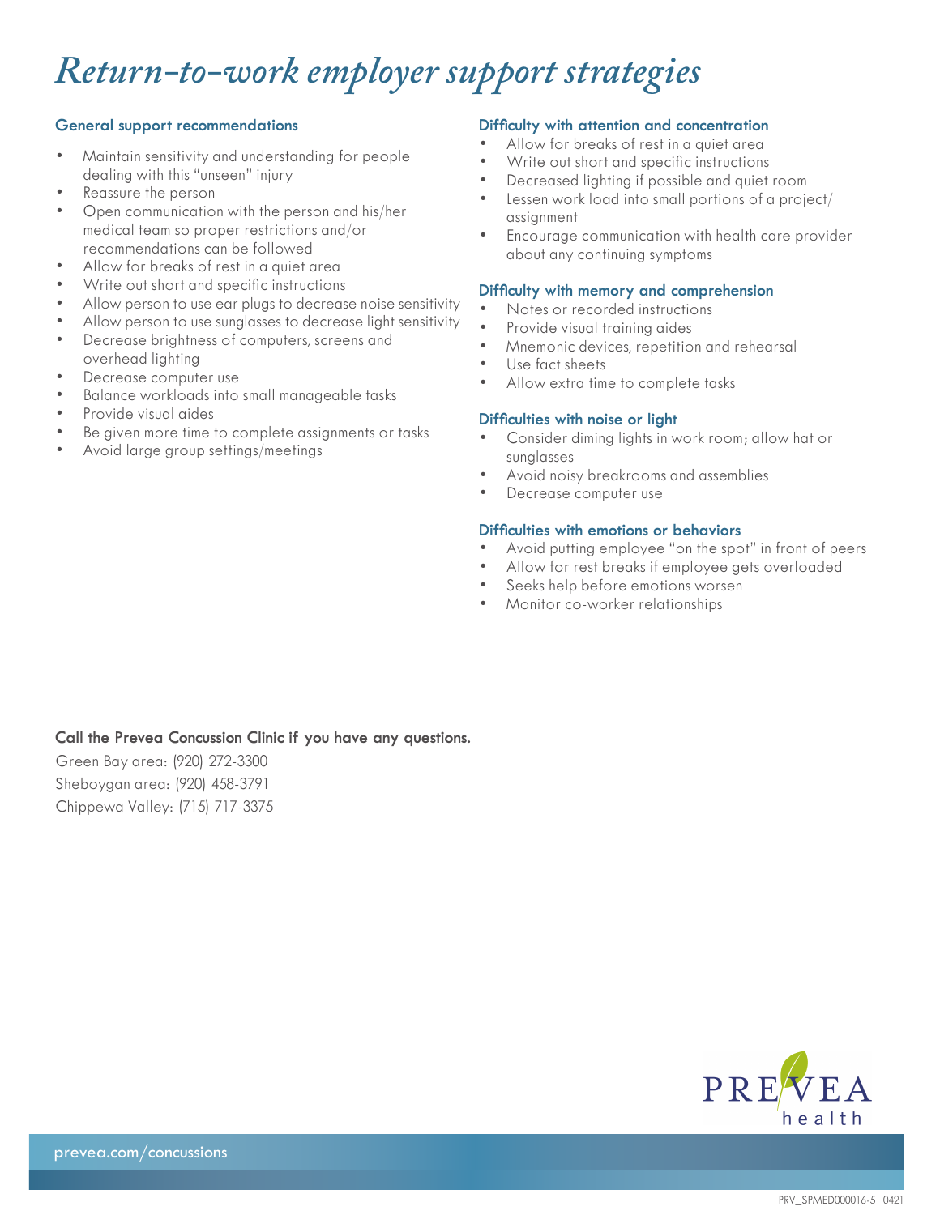# *Return-to-work employer support strategies*

### General support recommendations

- Maintain sensitivity and understanding for people dealing with this "unseen" injury
- Reassure the person
- Open communication with the person and his/her medical team so proper restrictions and/or recommendations can be followed
- Allow for breaks of rest in a quiet area
- Write out short and specific instructions
- Allow person to use ear plugs to decrease noise sensitivity
- Allow person to use sunglasses to decrease light sensitivity
- Decrease brightness of computers, screens and overhead lighting
- Decrease computer use
- Balance workloads into small manageable tasks
- Provide visual aides
- Be given more time to complete assignments or tasks
- Avoid large group settings/meetings

### Difficulty with attention and concentration

- Allow for breaks of rest in a quiet area
- Write out short and specific instructions
- Decreased lighting if possible and quiet room
- Lessen work load into small portions of a project/assignment
- Encourage communication with health care provider about any continuing symptoms

### Difficulty with memory and comprehension

- Notes or recorded instructions
- Provide visual training aides
- Mnemonic devices, repetition and rehearsal
- Use fact sheets
- Allow extra time to complete tasks

### Difficulties with noise or light

- Consider diming lights in work room; allow hat or sunglasses
- Avoid noisy breakrooms and assemblies
- Decrease computer use

### Difficulties with emotions or behaviors

- Avoid putting employee "on the spot" in front of peers
- Allow for rest breaks if employee gets overloaded
- Seeks help before emotions worsen
- Monitor co-worker relationships

**Call the Prevea Concussion Clinic if you have any questions.**

Green Bay area: (920) 272-3300
Sheboygan area: (920) 458-3791
Chippewa Valley: (715) 717-3375

PREVEA health

prevea.com/concussions

PRV_SPMED000016-5 0421